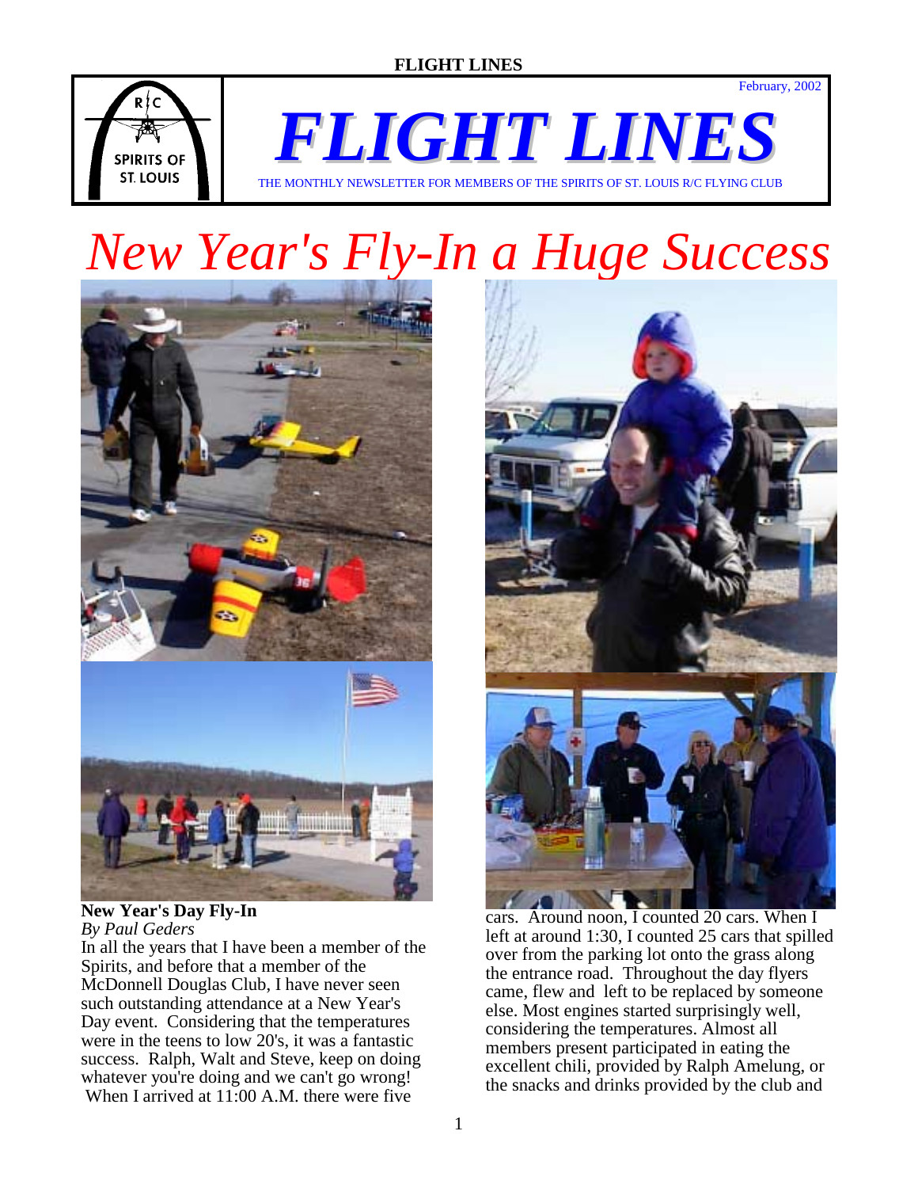# FLIGHT LINES

February, 2002

THE MONTHLY NEWSLETTER FOR MEMBERS OF THE SPIRITS OF ST. LOUIS R/C FLYING CLUB

# New Year's Fly-In a Huge Success

**New Year's Day Fly-In**
*By Paul Geders*

In all the years that I have been a member of the Spirits, and before that a member of the McDonnell Douglas Club, I have never seen such outstanding attendance at a New Year's Day event. Considering that the temperatures were in the teens to low 20's, it was a fantastic success. Ralph, Walt and Steve, keep on doing whatever you're doing and we can't go wrong! When I arrived at 11:00 A.M. there were five cars. Around noon, I counted 20 cars. When I left at around 1:30, I counted 25 cars that spilled over from the parking lot onto the grass along the entrance road. Throughout the day flyers came, flew and left to be replaced by someone else. Most engines started surprisingly well, considering the temperatures. Almost all members present participated in eating the excellent chili, provided by Ralph Amelung, or the snacks and drinks provided by the club and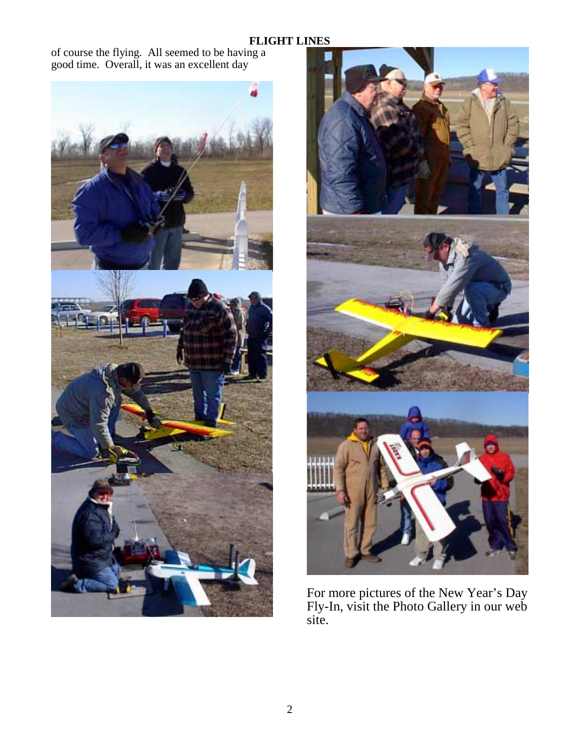of course the flying. All seemed to be having a good time. Overall, it was an excellent day

For more pictures of the New Year's Day Fly-In, visit the Photo Gallery in our web site.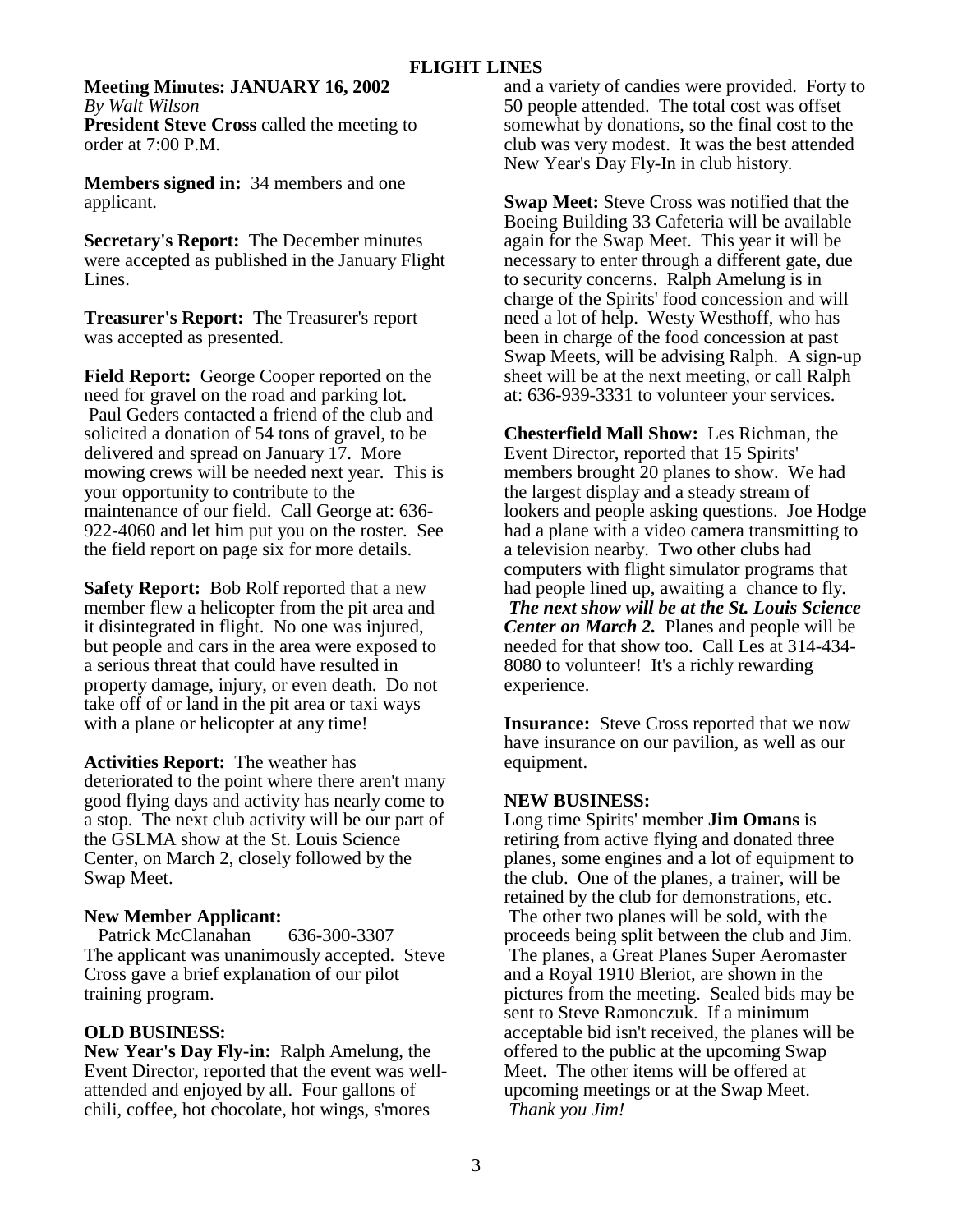# FLIGHT LINES

**Meeting Minutes: JANUARY 16, 2002**
*By Walt Wilson*

**President Steve Cross** called the meeting to order at 7:00 P.M.

**Members signed in:** 34 members and one applicant.

**Secretary's Report:** The December minutes were accepted as published in the January Flight Lines.

**Treasurer's Report:** The Treasurer's report was accepted as presented.

**Field Report:** George Cooper reported on the need for gravel on the road and parking lot. Paul Geders contacted a friend of the club and solicited a donation of 54 tons of gravel, to be delivered and spread on January 17. More mowing crews will be needed next year. This is your opportunity to contribute to the maintenance of our field. Call George at: 636-922-4060 and let him put you on the roster. See the field report on page six for more details.

**Safety Report:** Bob Rolf reported that a new member flew a helicopter from the pit area and it disintegrated in flight. No one was injured, but people and cars in the area were exposed to a serious threat that could have resulted in property damage, injury, or even death. Do not take off of or land in the pit area or taxi ways with a plane or helicopter at any time!

**Activities Report:** The weather has deteriorated to the point where there aren't many good flying days and activity has nearly come to a stop. The next club activity will be our part of the GSLMA show at the St. Louis Science Center, on March 2, closely followed by the Swap Meet.

**New Member Applicant:**

Patrick McClanahan 636-300-3307

The applicant was unanimously accepted. Steve Cross gave a brief explanation of our pilot training program.

**OLD BUSINESS:**

**New Year's Day Fly-in:** Ralph Amelung, the Event Director, reported that the event was well-attended and enjoyed by all. Four gallons of chili, coffee, hot chocolate, hot wings, s'mores and a variety of candies were provided. Forty to 50 people attended. The total cost was offset somewhat by donations, so the final cost to the club was very modest. It was the best attended New Year's Day Fly-In in club history.

**Swap Meet:** Steve Cross was notified that the Boeing Building 33 Cafeteria will be available again for the Swap Meet. This year it will be necessary to enter through a different gate, due to security concerns. Ralph Amelung is in charge of the Spirits' food concession and will need a lot of help. Westy Westhoff, who has been in charge of the food concession at past Swap Meets, will be advising Ralph. A sign-up sheet will be at the next meeting, or call Ralph at: 636-939-3331 to volunteer your services.

**Chesterfield Mall Show:** Les Richman, the Event Director, reported that 15 Spirits' members brought 20 planes to show. We had the largest display and a steady stream of lookers and people asking questions. Joe Hodge had a plane with a video camera transmitting to a television nearby. Two other clubs had computers with flight simulator programs that had people lined up, awaiting a chance to fly. ***The next show will be at the St. Louis Science Center on March 2.*** Planes and people will be needed for that show too. Call Les at 314-434-8080 to volunteer! It's a richly rewarding experience.

**Insurance:** Steve Cross reported that we now have insurance on our pavilion, as well as our equipment.

**NEW BUSINESS:**

Long time Spirits' member **Jim Omans** is retiring from active flying and donated three planes, some engines and a lot of equipment to the club. One of the planes, a trainer, will be retained by the club for demonstrations, etc. The other two planes will be sold, with the proceeds being split between the club and Jim. The planes, a Great Planes Super Aeromaster and a Royal 1910 Bleriot, are shown in the pictures from the meeting. Sealed bids may be sent to Steve Ramonczuk. If a minimum acceptable bid isn't received, the planes will be offered to the public at the upcoming Swap Meet. The other items will be offered at upcoming meetings or at the Swap Meet. *Thank you Jim!*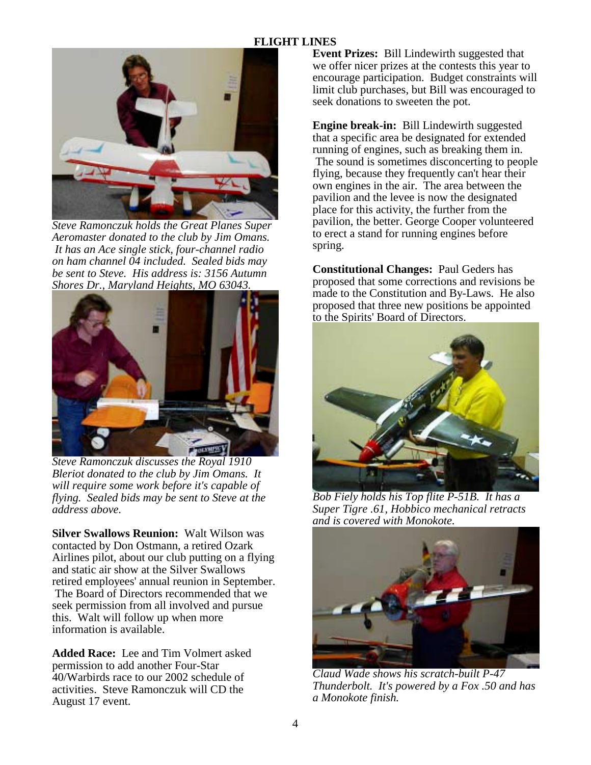# FLIGHT LINES

*Steve Ramonczuk holds the Great Planes Super Aeromaster donated to the club by Jim Omans. It has an Ace single stick, four-channel radio on ham channel 04 included. Sealed bids may be sent to Steve. His address is: 3156 Autumn Shores Dr., Maryland Heights, MO 63043.*

*Steve Ramonczuk discusses the Royal 1910 Bleriot donated to the club by Jim Omans. It will require some work before it's capable of flying. Sealed bids may be sent to Steve at the address above.*

**Silver Swallows Reunion:** Walt Wilson was contacted by Don Ostmann, a retired Ozark Airlines pilot, about our club putting on a flying and static air show at the Silver Swallows retired employees' annual reunion in September. The Board of Directors recommended that we seek permission from all involved and pursue this. Walt will follow up when more information is available.

**Added Race:** Lee and Tim Volmert asked permission to add another Four-Star 40/Warbirds race to our 2002 schedule of activities. Steve Ramonczuk will CD the August 17 event.

**Event Prizes:** Bill Lindewirth suggested that we offer nicer prizes at the contests this year to encourage participation. Budget constraints will limit club purchases, but Bill was encouraged to seek donations to sweeten the pot.

**Engine break-in:** Bill Lindewirth suggested that a specific area be designated for extended running of engines, such as breaking them in. The sound is sometimes disconcerting to people flying, because they frequently can't hear their own engines in the air. The area between the pavilion and the levee is now the designated place for this activity, the further from the pavilion, the better. George Cooper volunteered to erect a stand for running engines before spring.

**Constitutional Changes:** Paul Geders has proposed that some corrections and revisions be made to the Constitution and By-Laws. He also proposed that three new positions be appointed to the Spirits' Board of Directors.

*Bob Fiely holds his Top flite P-51B. It has a Super Tigre .61, Hobbico mechanical retracts and is covered with Monokote.*

*Claud Wade shows his scratch-built P-47 Thunderbolt. It's powered by a Fox .50 and has a Monokote finish.*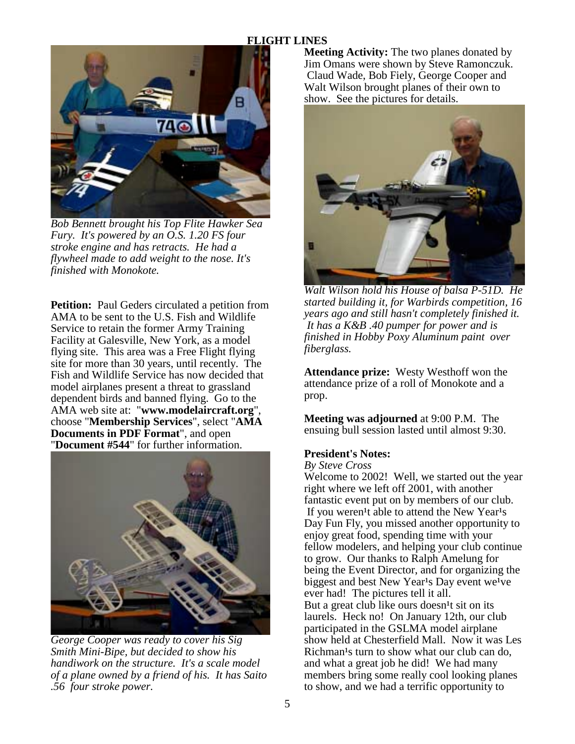*Bob Bennett brought his Top Flite Hawker Sea Fury. It's powered by an O.S. 1.20 FS four stroke engine and has retracts. He had a flywheel made to add weight to the nose. It's finished with Monokote.*

**Petition:** Paul Geders circulated a petition from AMA to be sent to the U.S. Fish and Wildlife Service to retain the former Army Training Facility at Galesville, New York, as a model flying site. This area was a Free Flight flying site for more than 30 years, until recently. The Fish and Wildlife Service has now decided that model airplanes present a threat to grassland dependent birds and banned flying. Go to the AMA web site at: "**www.modelaircraft.org**", choose "**Membership Services**", select "**AMA Documents in PDF Format**", and open "**Document #544**" for further information.

*George Cooper was ready to cover his Sig Smith Mini-Bipe, but decided to show his handiwork on the structure. It's a scale model of a plane owned by a friend of his. It has Saito .56 four stroke power.*

**Meeting Activity:** The two planes donated by Jim Omans were shown by Steve Ramonczuk. Claud Wade, Bob Fiely, George Cooper and Walt Wilson brought planes of their own to show. See the pictures for details.

*Walt Wilson hold his House of balsa P-51D. He started building it, for Warbirds competition, 16 years ago and still hasn't completely finished it. It has a K&B .40 pumper for power and is finished in Hobby Poxy Aluminum paint over fiberglass.*

**Attendance prize:** Westy Westhoff won the attendance prize of a roll of Monokote and a prop.

**Meeting was adjourned** at 9:00 P.M. The ensuing bull session lasted until almost 9:30.

**President's Notes:**

*By Steve Cross*

Welcome to 2002! Well, we started out the year right where we left off 2001, with another fantastic event put on by members of our club. If you weren¹t able to attend the New Year¹s Day Fun Fly, you missed another opportunity to enjoy great food, spending time with your fellow modelers, and helping your club continue to grow. Our thanks to Ralph Amelung for being the Event Director, and for organizing the biggest and best New Year¹s Day event we¹ve ever had! The pictures tell it all.

But a great club like ours doesn¹t sit on its laurels. Heck no! On January 12th, our club participated in the GSLMA model airplane show held at Chesterfield Mall. Now it was Les Richman¹s turn to show what our club can do, and what a great job he did! We had many members bring some really cool looking planes to show, and we had a terrific opportunity to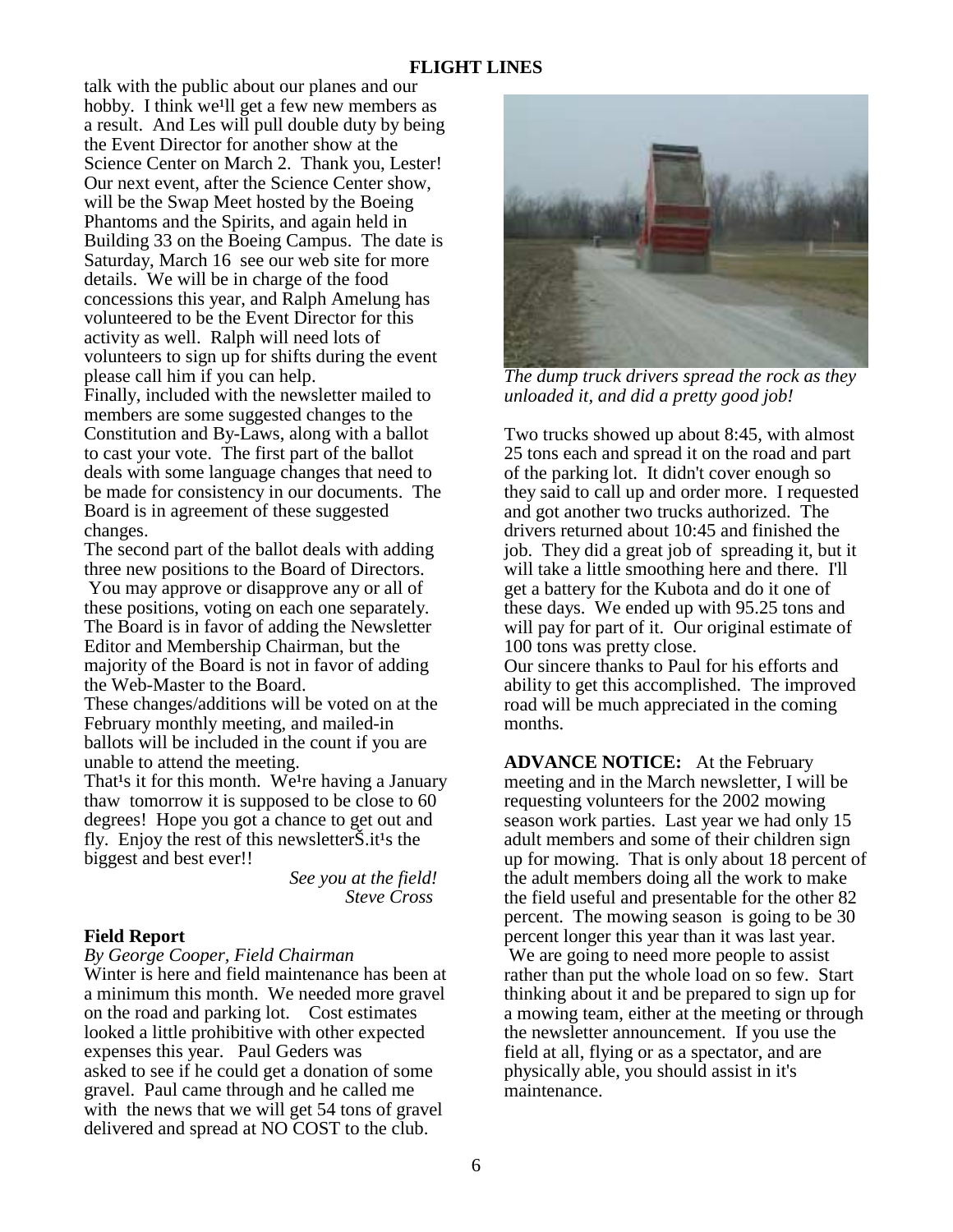talk with the public about our planes and our hobby. I think we¹ll get a few new members as a result. And Les will pull double duty by being the Event Director for another show at the Science Center on March 2. Thank you, Lester! Our next event, after the Science Center show, will be the Swap Meet hosted by the Boeing Phantoms and the Spirits, and again held in Building 33 on the Boeing Campus. The date is Saturday, March 16 see our web site for more details. We will be in charge of the food concessions this year, and Ralph Amelung has volunteered to be the Event Director for this activity as well. Ralph will need lots of volunteers to sign up for shifts during the event please call him if you can help.

Finally, included with the newsletter mailed to members are some suggested changes to the Constitution and By-Laws, along with a ballot to cast your vote. The first part of the ballot deals with some language changes that need to be made for consistency in our documents. The Board is in agreement of these suggested changes.

The second part of the ballot deals with adding three new positions to the Board of Directors. You may approve or disapprove any or all of these positions, voting on each one separately. The Board is in favor of adding the Newsletter Editor and Membership Chairman, but the majority of the Board is not in favor of adding the Web-Master to the Board.

These changes/additions will be voted on at the February monthly meeting, and mailed-in ballots will be included in the count if you are unable to attend the meeting.

That¹s it for this month. We¹re having a January thaw tomorrow it is supposed to be close to 60 degrees! Hope you got a chance to get out and fly. Enjoy the rest of this newsletterŠ.it¹s the biggest and best ever!!

*See you at the field!*
*Steve Cross*

**Field Report**

*By George Cooper, Field Chairman*

Winter is here and field maintenance has been at a minimum this month. We needed more gravel on the road and parking lot. Cost estimates looked a little prohibitive with other expected expenses this year. Paul Geders was asked to see if he could get a donation of some gravel. Paul came through and he called me with the news that we will get 54 tons of gravel delivered and spread at NO COST to the club.

*The dump truck drivers spread the rock as they unloaded it, and did a pretty good job!*

Two trucks showed up about 8:45, with almost 25 tons each and spread it on the road and part of the parking lot. It didn't cover enough so they said to call up and order more. I requested and got another two trucks authorized. The drivers returned about 10:45 and finished the job. They did a great job of spreading it, but it will take a little smoothing here and there. I'll get a battery for the Kubota and do it one of these days. We ended up with 95.25 tons and will pay for part of it. Our original estimate of 100 tons was pretty close.

Our sincere thanks to Paul for his efforts and ability to get this accomplished. The improved road will be much appreciated in the coming months.

**ADVANCE NOTICE:** At the February meeting and in the March newsletter, I will be requesting volunteers for the 2002 mowing season work parties. Last year we had only 15 adult members and some of their children sign up for mowing. That is only about 18 percent of the adult members doing all the work to make the field useful and presentable for the other 82 percent. The mowing season is going to be 30 percent longer this year than it was last year. We are going to need more people to assist rather than put the whole load on so few. Start thinking about it and be prepared to sign up for a mowing team, either at the meeting or through the newsletter announcement. If you use the field at all, flying or as a spectator, and are physically able, you should assist in it's maintenance.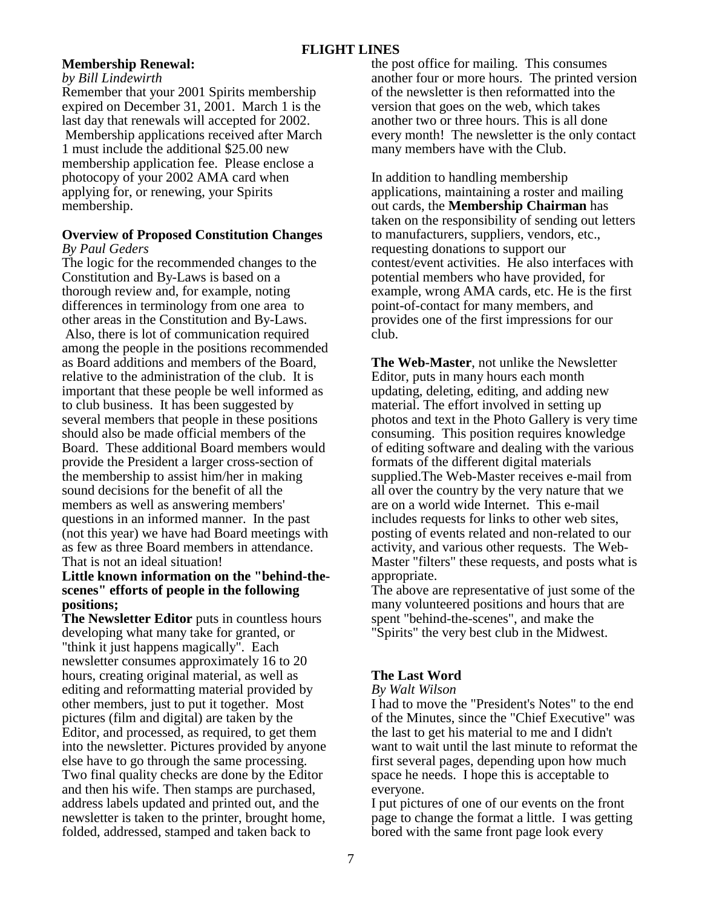**Membership Renewal:**

*by Bill Lindewirth*

Remember that your 2001 Spirits membership expired on December 31, 2001. March 1 is the last day that renewals will accepted for 2002. Membership applications received after March 1 must include the additional $25.00 new membership application fee. Please enclose a photocopy of your 2002 AMA card when applying for, or renewing, your Spirits membership.

**Overview of Proposed Constitution Changes**

*By Paul Geders*

The logic for the recommended changes to the Constitution and By-Laws is based on a thorough review and, for example, noting differences in terminology from one area to other areas in the Constitution and By-Laws. Also, there is lot of communication required among the people in the positions recommended as Board additions and members of the Board, relative to the administration of the club. It is important that these people be well informed as to club business. It has been suggested by several members that people in these positions should also be made official members of the Board. These additional Board members would provide the President a larger cross-section of the membership to assist him/her in making sound decisions for the benefit of all the members as well as answering members' questions in an informed manner. In the past (not this year) we have had Board meetings with as few as three Board members in attendance. That is not an ideal situation!

**Little known information on the "behind-the-scenes" efforts of people in the following positions;**

**The Newsletter Editor** puts in countless hours developing what many take for granted, or "think it just happens magically". Each newsletter consumes approximately 16 to 20 hours, creating original material, as well as editing and reformatting material provided by other members, just to put it together. Most pictures (film and digital) are taken by the Editor, and processed, as required, to get them into the newsletter. Pictures provided by anyone else have to go through the same processing. Two final quality checks are done by the Editor and then his wife. Then stamps are purchased, address labels updated and printed out, and the newsletter is taken to the printer, brought home, folded, addressed, stamped and taken back to the post office for mailing. This consumes another four or more hours. The printed version of the newsletter is then reformatted into the version that goes on the web, which takes another two or three hours. This is all done every month! The newsletter is the only contact many members have with the Club.

In addition to handling membership applications, maintaining a roster and mailing out cards, the **Membership Chairman** has taken on the responsibility of sending out letters to manufacturers, suppliers, vendors, etc., requesting donations to support our contest/event activities. He also interfaces with potential members who have provided, for example, wrong AMA cards, etc. He is the first point-of-contact for many members, and provides one of the first impressions for our club.

**The Web-Master**, not unlike the Newsletter Editor, puts in many hours each month updating, deleting, editing, and adding new material. The effort involved in setting up photos and text in the Photo Gallery is very time consuming. This position requires knowledge of editing software and dealing with the various formats of the different digital materials supplied.The Web-Master receives e-mail from all over the country by the very nature that we are on a world wide Internet. This e-mail includes requests for links to other web sites, posting of events related and non-related to our activity, and various other requests. The Web-Master "filters" these requests, and posts what is appropriate.

The above are representative of just some of the many volunteered positions and hours that are spent "behind-the-scenes", and make the "Spirits" the very best club in the Midwest.

**The Last Word**

*By Walt Wilson*

I had to move the "President's Notes" to the end of the Minutes, since the "Chief Executive" was the last to get his material to me and I didn't want to wait until the last minute to reformat the first several pages, depending upon how much space he needs. I hope this is acceptable to everyone.

I put pictures of one of our events on the front page to change the format a little. I was getting bored with the same front page look every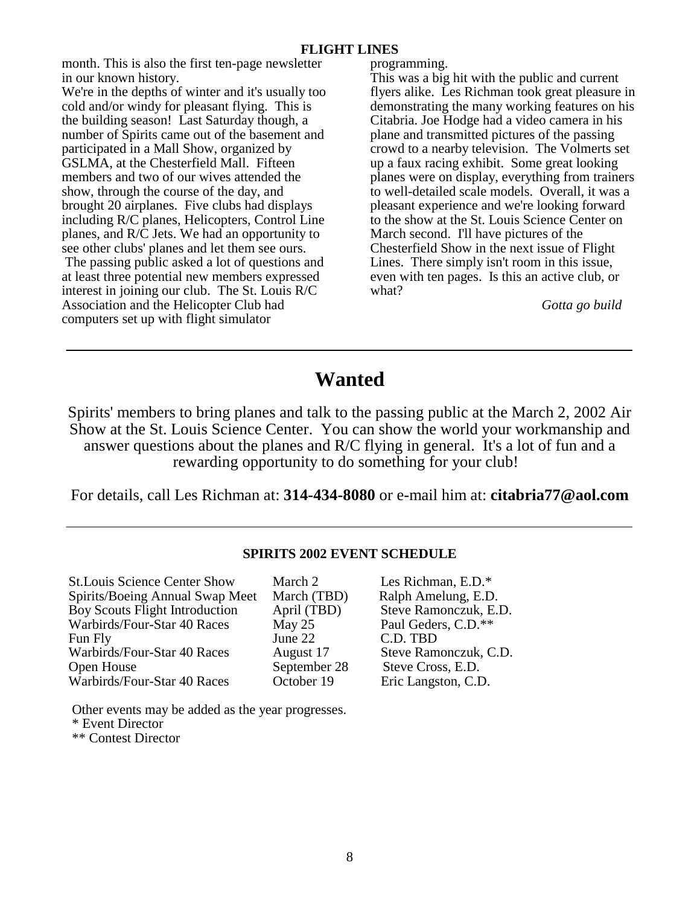month. This is also the first ten-page newsletter in our known history.

We're in the depths of winter and it's usually too cold and/or windy for pleasant flying. This is the building season! Last Saturday though, a number of Spirits came out of the basement and participated in a Mall Show, organized by GSLMA, at the Chesterfield Mall. Fifteen members and two of our wives attended the show, through the course of the day, and brought 20 airplanes. Five clubs had displays including R/C planes, Helicopters, Control Line planes, and R/C Jets. We had an opportunity to see other clubs' planes and let them see ours. The passing public asked a lot of questions and at least three potential new members expressed interest in joining our club. The St. Louis R/C Association and the Helicopter Club had computers set up with flight simulator programming.

This was a big hit with the public and current flyers alike. Les Richman took great pleasure in demonstrating the many working features on his Citabria. Joe Hodge had a video camera in his plane and transmitted pictures of the passing crowd to a nearby television. The Volmerts set up a faux racing exhibit. Some great looking planes were on display, everything from trainers to well-detailed scale models. Overall, it was a pleasant experience and we're looking forward to the show at the St. Louis Science Center on March second. I'll have pictures of the Chesterfield Show in the next issue of Flight Lines. There simply isn't room in this issue, even with ten pages. Is this an active club, or what?

*Gotta go build*

---

# Wanted

Spirits' members to bring planes and talk to the passing public at the March 2, 2002 Air Show at the St. Louis Science Center. You can show the world your workmanship and answer questions about the planes and R/C flying in general. It's a lot of fun and a rewarding opportunity to do something for your club!

For details, call Les Richman at: **314-434-8080** or e-mail him at: **citabria77@aol.com**

---

**SPIRITS 2002 EVENT SCHEDULE**

| Event | Date | Director |
|---|---|---|
| St.Louis Science Center Show | March 2 | Les Richman, E.D.* |
| Spirits/Boeing Annual Swap Meet | March (TBD) | Ralph Amelung, E.D. |
| Boy Scouts Flight Introduction | April (TBD) | Steve Ramonczuk, E.D. |
| Warbirds/Four-Star 40 Races | May 25 | Paul Geders, C.D.** |
| Fun Fly | June 22 | C.D. TBD |
| Warbirds/Four-Star 40 Races | August 17 | Steve Ramonczuk, C.D. |
| Open House | September 28 | Steve Cross, E.D. |
| Warbirds/Four-Star 40 Races | October 19 | Eric Langston, C.D. |

Other events may be added as the year progresses.
\* Event Director
\** Contest Director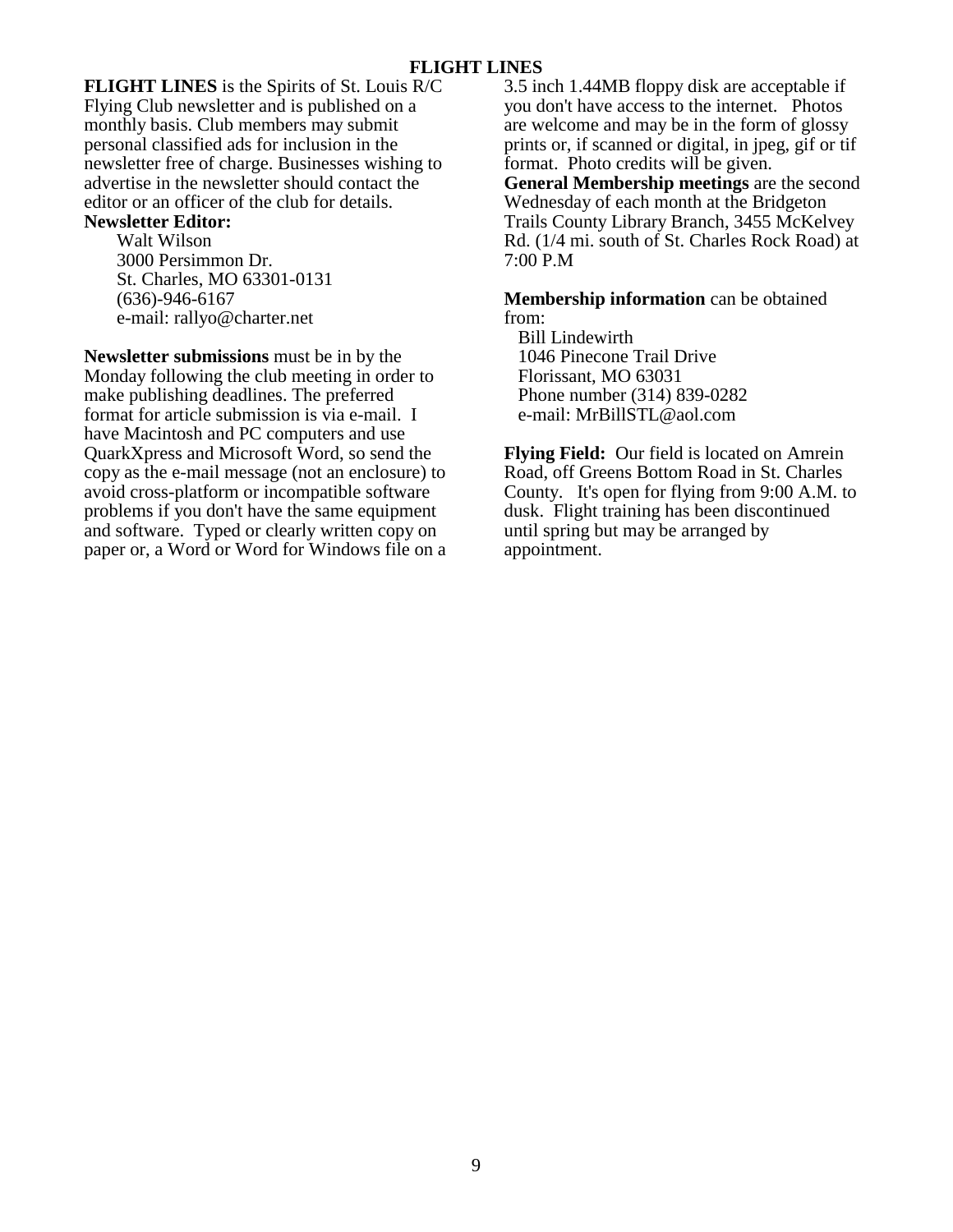# FLIGHT LINES

**FLIGHT LINES** is the Spirits of St. Louis R/C Flying Club newsletter and is published on a monthly basis. Club members may submit personal classified ads for inclusion in the newsletter free of charge. Businesses wishing to advertise in the newsletter should contact the editor or an officer of the club for details.

**Newsletter Editor:**

Walt Wilson  
3000 Persimmon Dr.  
St. Charles, MO 63301-0131  
(636)-946-6167  
e-mail: rallyo@charter.net

**Newsletter submissions** must be in by the Monday following the club meeting in order to make publishing deadlines. The preferred format for article submission is via e-mail. I have Macintosh and PC computers and use QuarkXpress and Microsoft Word, so send the copy as the e-mail message (not an enclosure) to avoid cross-platform or incompatible software problems if you don't have the same equipment and software. Typed or clearly written copy on paper or, a Word or Word for Windows file on a 3.5 inch 1.44MB floppy disk are acceptable if you don't have access to the internet. Photos are welcome and may be in the form of glossy prints or, if scanned or digital, in jpeg, gif or tif format. Photo credits will be given.

**General Membership meetings** are the second Wednesday of each month at the Bridgeton Trails County Library Branch, 3455 McKelvey Rd. (1/4 mi. south of St. Charles Rock Road) at 7:00 P.M

**Membership information** can be obtained from:

Bill Lindewirth  
1046 Pinecone Trail Drive  
Florissant, MO 63031  
Phone number (314) 839-0282  
e-mail: MrBillSTL@aol.com

**Flying Field:** Our field is located on Amrein Road, off Greens Bottom Road in St. Charles County. It's open for flying from 9:00 A.M. to dusk. Flight training has been discontinued until spring but may be arranged by appointment.